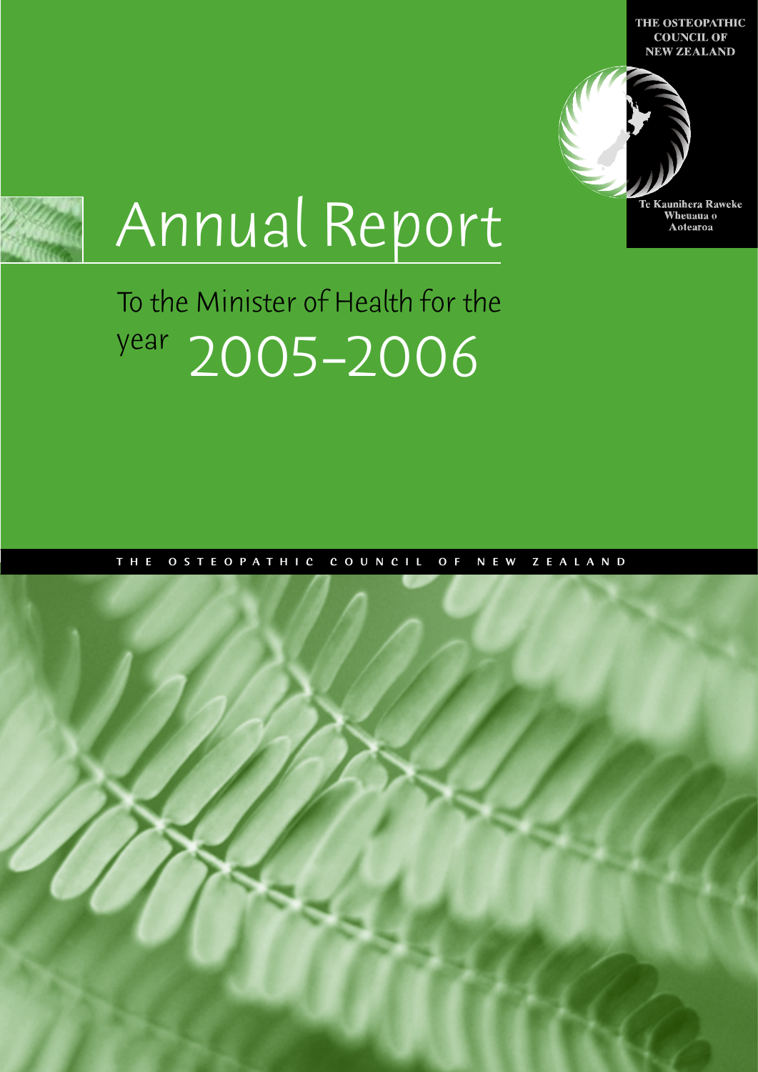THE OSTEOPATHIC COUNCIL OF NEW ZEALAND

Te Kaunihera Raweke Wheuaua o Aotearoa

# Annual Report

## To the Minister of Health for the year 2005–2006

THE OSTEOPATHIC COUNCIL OF NEW ZEALAND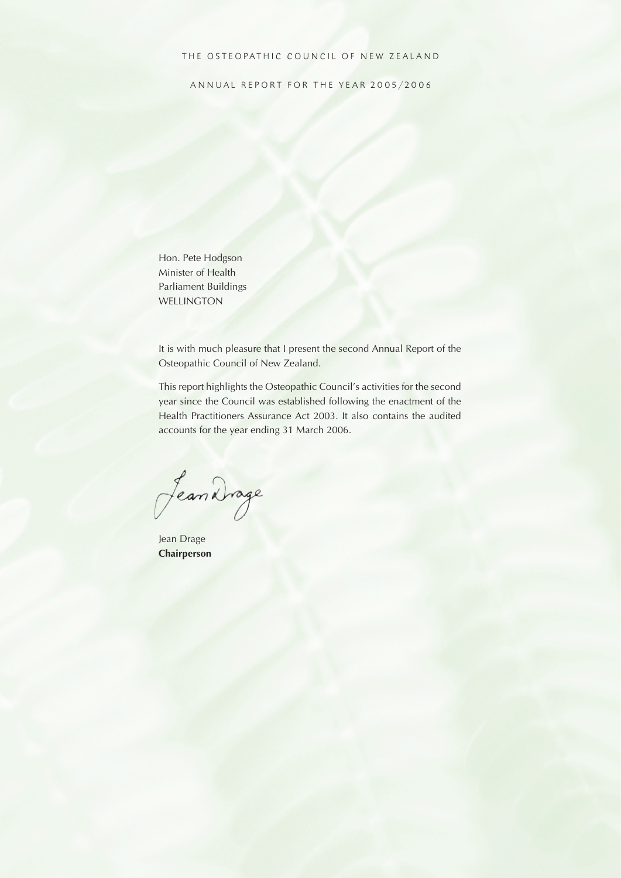THE OSTEOPATHIC COUNCIL OF NEW ZEALAND

ANNUAL REPORT FOR THE YEAR 2005/2006

Hon. Pete Hodgson
Minister of Health
Parliament Buildings
WELLINGTON

It is with much pleasure that I present the second Annual Report of the Osteopathic Council of New Zealand.

This report highlights the Osteopathic Council's activities for the second year since the Council was established following the enactment of the Health Practitioners Assurance Act 2003. It also contains the audited accounts for the year ending 31 March 2006.

Jean Drage
**Chairperson**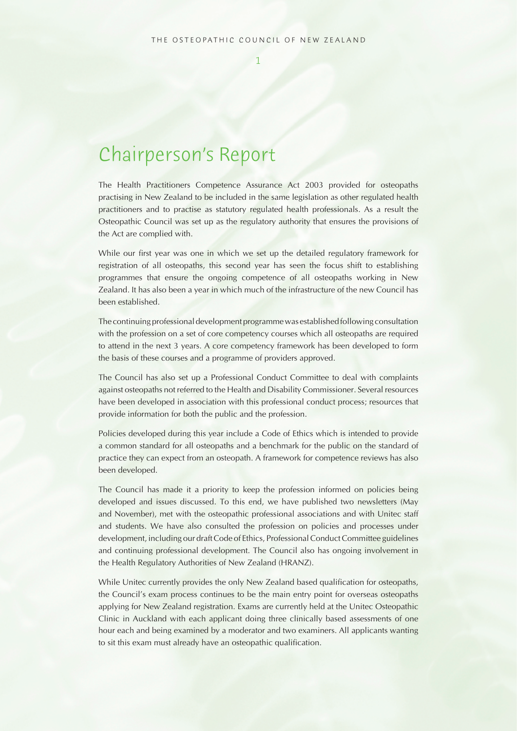# Chairperson's Report

The Health Practitioners Competence Assurance Act 2003 provided for osteopaths practising in New Zealand to be included in the same legislation as other regulated health practitioners and to practise as statutory regulated health professionals. As a result the Osteopathic Council was set up as the regulatory authority that ensures the provisions of the Act are complied with.

While our first year was one in which we set up the detailed regulatory framework for registration of all osteopaths, this second year has seen the focus shift to establishing programmes that ensure the ongoing competence of all osteopaths working in New Zealand. It has also been a year in which much of the infrastructure of the new Council has been established.

The continuing professional development programme was established following consultation with the profession on a set of core competency courses which all osteopaths are required to attend in the next 3 years. A core competency framework has been developed to form the basis of these courses and a programme of providers approved.

The Council has also set up a Professional Conduct Committee to deal with complaints against osteopaths not referred to the Health and Disability Commissioner. Several resources have been developed in association with this professional conduct process; resources that provide information for both the public and the profession.

Policies developed during this year include a Code of Ethics which is intended to provide a common standard for all osteopaths and a benchmark for the public on the standard of practice they can expect from an osteopath. A framework for competence reviews has also been developed.

The Council has made it a priority to keep the profession informed on policies being developed and issues discussed. To this end, we have published two newsletters (May and November), met with the osteopathic professional associations and with Unitec staff and students. We have also consulted the profession on policies and processes under development, including our draft Code of Ethics, Professional Conduct Committee guidelines and continuing professional development. The Council also has ongoing involvement in the Health Regulatory Authorities of New Zealand (HRANZ).

While Unitec currently provides the only New Zealand based qualification for osteopaths, the Council's exam process continues to be the main entry point for overseas osteopaths applying for New Zealand registration. Exams are currently held at the Unitec Osteopathic Clinic in Auckland with each applicant doing three clinically based assessments of one hour each and being examined by a moderator and two examiners. All applicants wanting to sit this exam must already have an osteopathic qualification.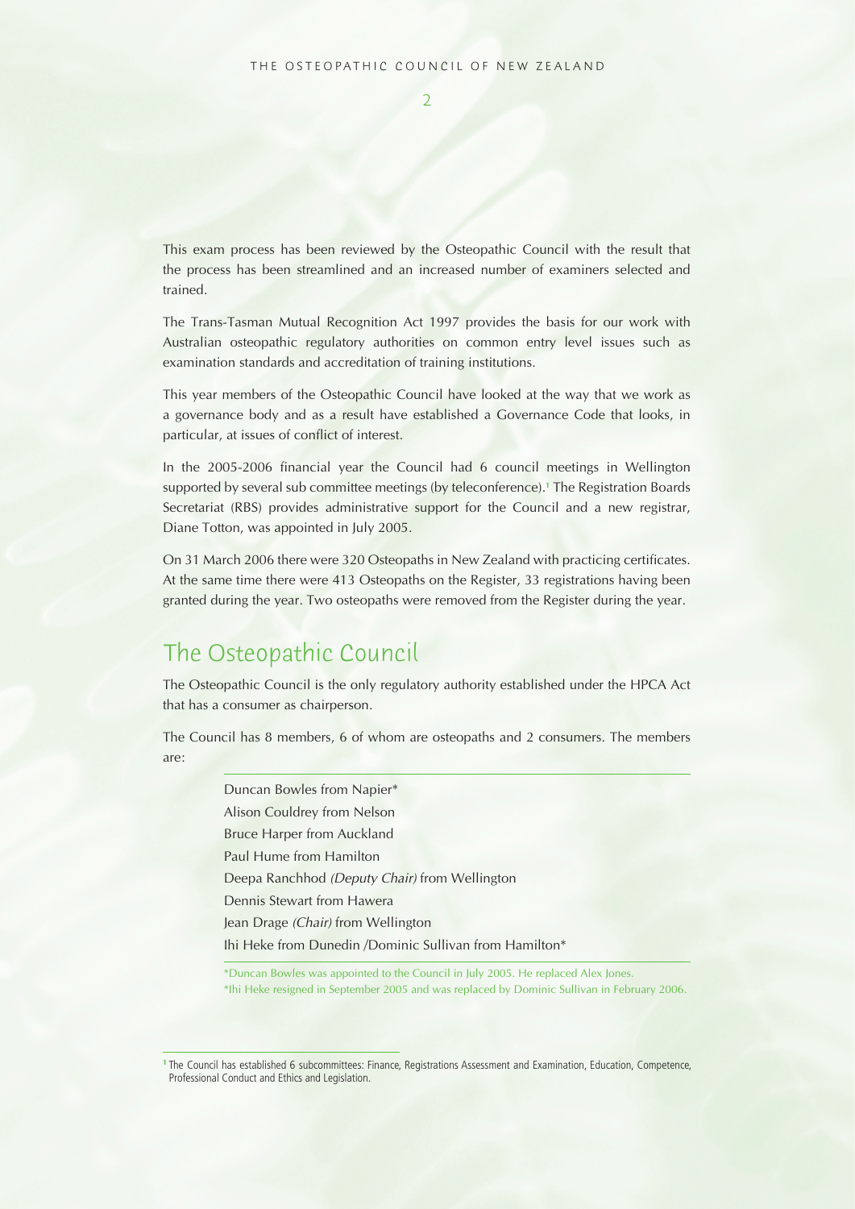This exam process has been reviewed by the Osteopathic Council with the result that the process has been streamlined and an increased number of examiners selected and trained.

The Trans-Tasman Mutual Recognition Act 1997 provides the basis for our work with Australian osteopathic regulatory authorities on common entry level issues such as examination standards and accreditation of training institutions.

This year members of the Osteopathic Council have looked at the way that we work as a governance body and as a result have established a Governance Code that looks, in particular, at issues of conflict of interest.

In the 2005-2006 financial year the Council had 6 council meetings in Wellington supported by several sub committee meetings (by teleconference).[1] The Registration Boards Secretariat (RBS) provides administrative support for the Council and a new registrar, Diane Totton, was appointed in July 2005.

On 31 March 2006 there were 320 Osteopaths in New Zealand with practicing certificates. At the same time there were 413 Osteopaths on the Register, 33 registrations having been granted during the year. Two osteopaths were removed from the Register during the year.

## The Osteopathic Council

The Osteopathic Council is the only regulatory authority established under the HPCA Act that has a consumer as chairperson.

The Council has 8 members, 6 of whom are osteopaths and 2 consumers. The members are:

Duncan Bowles from Napier*
Alison Couldrey from Nelson
Bruce Harper from Auckland
Paul Hume from Hamilton
Deepa Ranchhod *(Deputy Chair)* from Wellington
Dennis Stewart from Hawera
Jean Drage *(Chair)* from Wellington
Ihi Heke from Dunedin /Dominic Sullivan from Hamilton*

*Duncan Bowles was appointed to the Council in July 2005. He replaced Alex Jones.
*Ihi Heke resigned in September 2005 and was replaced by Dominic Sullivan in February 2006.

[1] The Council has established 6 subcommittees: Finance, Registrations Assessment and Examination, Education, Competence, Professional Conduct and Ethics and Legislation.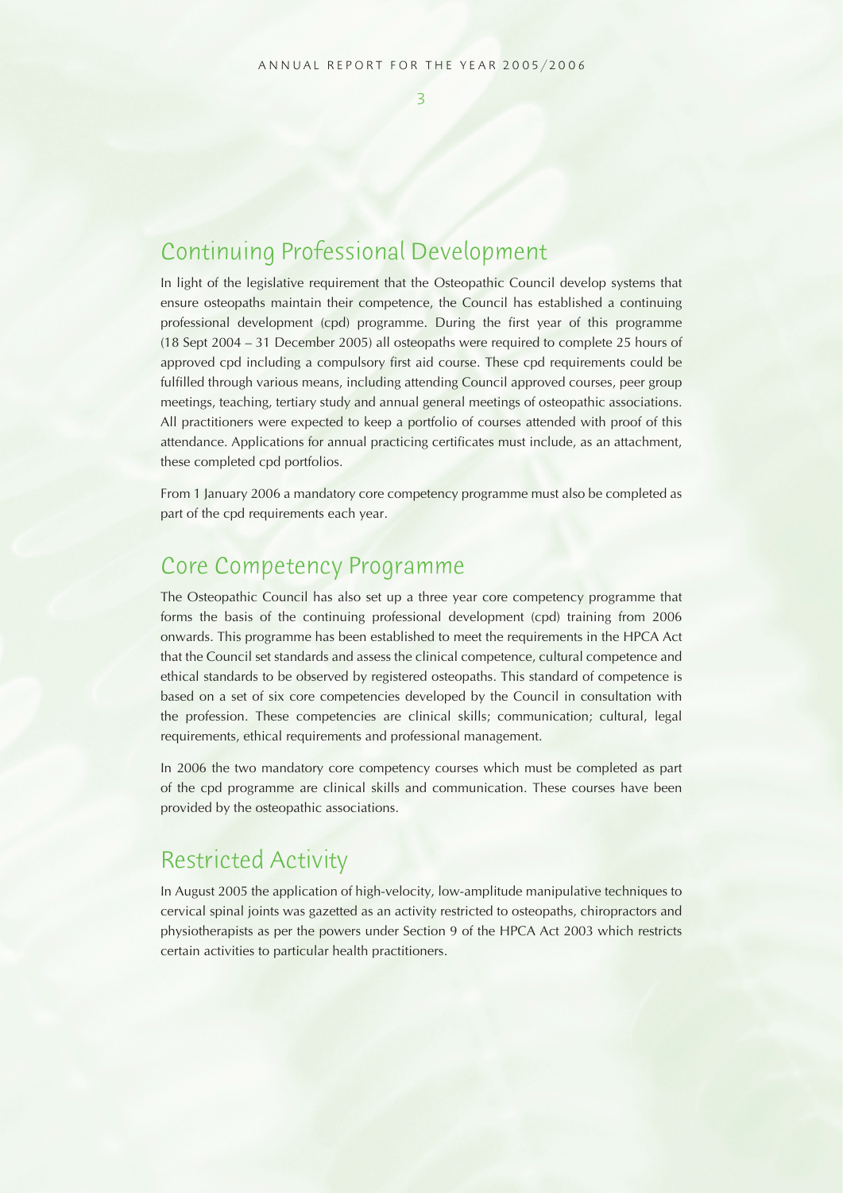## Continuing Professional Development

In light of the legislative requirement that the Osteopathic Council develop systems that ensure osteopaths maintain their competence, the Council has established a continuing professional development (cpd) programme. During the first year of this programme (18 Sept 2004 – 31 December 2005) all osteopaths were required to complete 25 hours of approved cpd including a compulsory first aid course. These cpd requirements could be fulfilled through various means, including attending Council approved courses, peer group meetings, teaching, tertiary study and annual general meetings of osteopathic associations. All practitioners were expected to keep a portfolio of courses attended with proof of this attendance. Applications for annual practicing certificates must include, as an attachment, these completed cpd portfolios.

From 1 January 2006 a mandatory core competency programme must also be completed as part of the cpd requirements each year.

## Core Competency Programme

The Osteopathic Council has also set up a three year core competency programme that forms the basis of the continuing professional development (cpd) training from 2006 onwards. This programme has been established to meet the requirements in the HPCA Act that the Council set standards and assess the clinical competence, cultural competence and ethical standards to be observed by registered osteopaths. This standard of competence is based on a set of six core competencies developed by the Council in consultation with the profession. These competencies are clinical skills; communication; cultural, legal requirements, ethical requirements and professional management.

In 2006 the two mandatory core competency courses which must be completed as part of the cpd programme are clinical skills and communication. These courses have been provided by the osteopathic associations.

## Restricted Activity

In August 2005 the application of high-velocity, low-amplitude manipulative techniques to cervical spinal joints was gazetted as an activity restricted to osteopaths, chiropractors and physiotherapists as per the powers under Section 9 of the HPCA Act 2003 which restricts certain activities to particular health practitioners.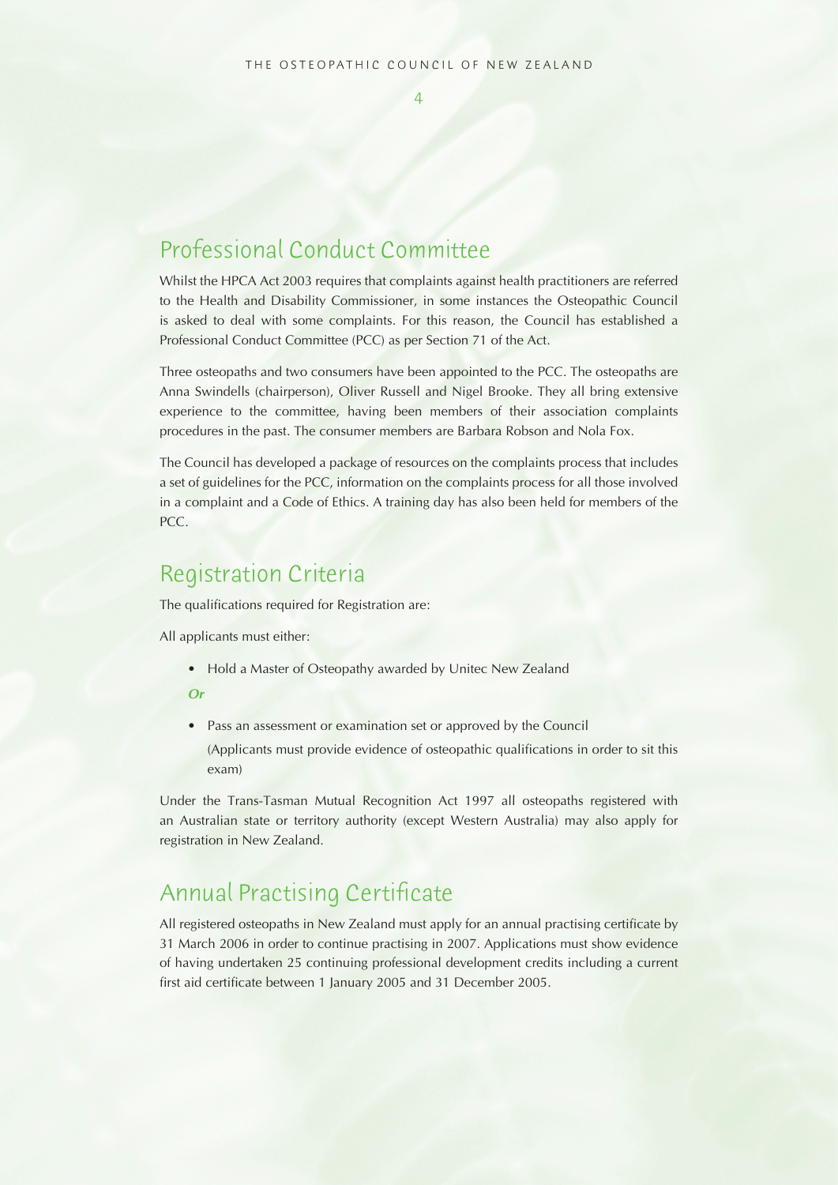## Professional Conduct Committee

Whilst the HPCA Act 2003 requires that complaints against health practitioners are referred to the Health and Disability Commissioner, in some instances the Osteopathic Council is asked to deal with some complaints. For this reason, the Council has established a Professional Conduct Committee (PCC) as per Section 71 of the Act.

Three osteopaths and two consumers have been appointed to the PCC. The osteopaths are Anna Swindells (chairperson), Oliver Russell and Nigel Brooke. They all bring extensive experience to the committee, having been members of their association complaints procedures in the past. The consumer members are Barbara Robson and Nola Fox.

The Council has developed a package of resources on the complaints process that includes a set of guidelines for the PCC, information on the complaints process for all those involved in a complaint and a Code of Ethics. A training day has also been held for members of the PCC.

## Registration Criteria

The qualifications required for Registration are:

All applicants must either:

- Hold a Master of Osteopathy awarded by Unitec New Zealand

***Or***

- Pass an assessment or examination set or approved by the Council

  (Applicants must provide evidence of osteopathic qualifications in order to sit this exam)

Under the Trans-Tasman Mutual Recognition Act 1997 all osteopaths registered with an Australian state or territory authority (except Western Australia) may also apply for registration in New Zealand.

## Annual Practising Certificate

All registered osteopaths in New Zealand must apply for an annual practising certificate by 31 March 2006 in order to continue practising in 2007. Applications must show evidence of having undertaken 25 continuing professional development credits including a current first aid certificate between 1 January 2005 and 31 December 2005.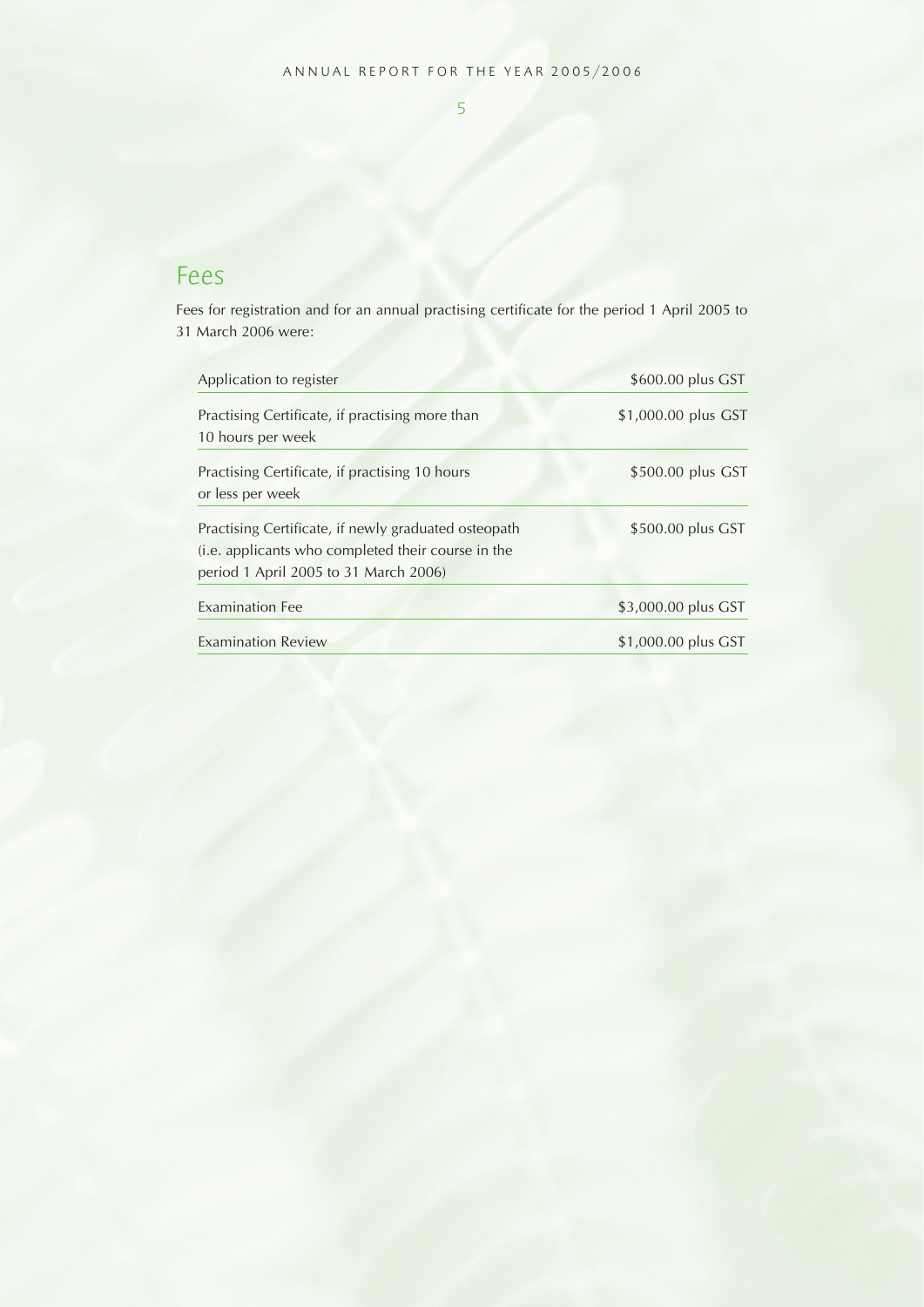## Fees

Fees for registration and for an annual practising certificate for the period 1 April 2005 to 31 March 2006 were:

| Item | Fee |
|---|---|
| Application to register | $600.00 plus GST |
| Practising Certificate, if practising more than 10 hours per week | $1,000.00 plus GST |
| Practising Certificate, if practising 10 hours or less per week | $500.00 plus GST |
| Practising Certificate, if newly graduated osteopath (i.e. applicants who completed their course in the period 1 April 2005 to 31 March 2006) | $500.00 plus GST |
| Examination Fee | $3,000.00 plus GST |
| Examination Review | $1,000.00 plus GST |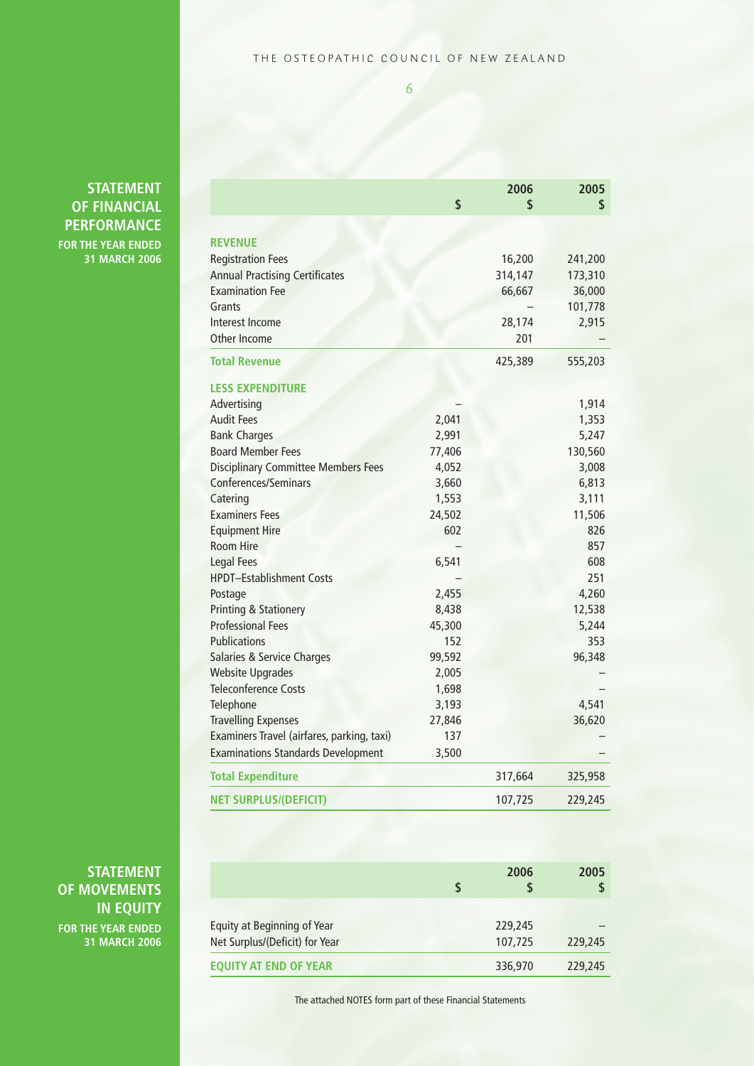## STATEMENT OF FINANCIAL PERFORMANCE

**FOR THE YEAR ENDED 31 MARCH 2006**

| | $ | 2006 $ | 2005 $ |
|---|---|---|---|
| **REVENUE** | | | |
| Registration Fees | | 16,200 | 241,200 |
| Annual Practising Certificates | | 314,147 | 173,310 |
| Examination Fee | | 66,667 | 36,000 |
| Grants | | – | 101,778 |
| Interest Income | | 28,174 | 2,915 |
| Other Income | | 201 | – |
| **Total Revenue** | | 425,389 | 555,203 |
| **LESS EXPENDITURE** | | | |
| Advertising | – | | 1,914 |
| Audit Fees | 2,041 | | 1,353 |
| Bank Charges | 2,991 | | 5,247 |
| Board Member Fees | 77,406 | | 130,560 |
| Disciplinary Committee Members Fees | 4,052 | | 3,008 |
| Conferences/Seminars | 3,660 | | 6,813 |
| Catering | 1,553 | | 3,111 |
| Examiners Fees | 24,502 | | 11,506 |
| Equipment Hire | 602 | | 826 |
| Room Hire | – | | 857 |
| Legal Fees | 6,541 | | 608 |
| HPDT–Establishment Costs | – | | 251 |
| Postage | 2,455 | | 4,260 |
| Printing & Stationery | 8,438 | | 12,538 |
| Professional Fees | 45,300 | | 5,244 |
| Publications | 152 | | 353 |
| Salaries & Service Charges | 99,592 | | 96,348 |
| Website Upgrades | 2,005 | | – |
| Teleconference Costs | 1,698 | | – |
| Telephone | 3,193 | | 4,541 |
| Travelling Expenses | 27,846 | | 36,620 |
| Examiners Travel (airfares, parking, taxi) | 137 | | – |
| Examinations Standards Development | 3,500 | | – |
| **Total Expenditure** | | 317,664 | 325,958 |
| **NET SURPLUS/(DEFICIT)** | | 107,725 | 229,245 |

## STATEMENT OF MOVEMENTS IN EQUITY

**FOR THE YEAR ENDED 31 MARCH 2006**

| | $ | 2006 $ | 2005 $ |
|---|---|---|---|
| Equity at Beginning of Year | | 229,245 | – |
| Net Surplus/(Deficit) for Year | | 107,725 | 229,245 |
| **EQUITY AT END OF YEAR** | | 336,970 | 229,245 |

The attached NOTES form part of these Financial Statements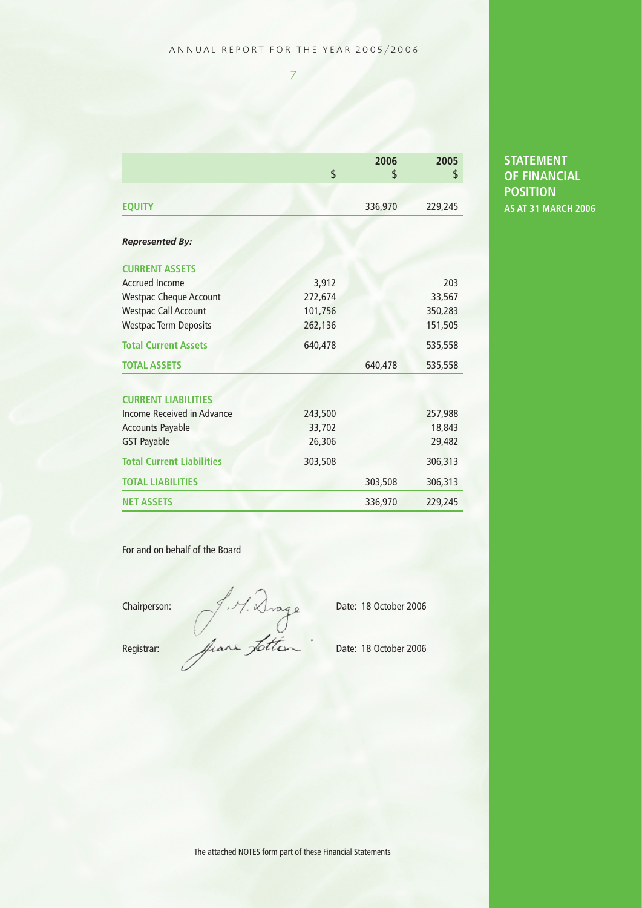## STATEMENT OF FINANCIAL POSITION

**AS AT 31 MARCH 2006**

| | $ | 2006 $ | 2005 $ |
|---|---|---|---|
| **EQUITY** | | 336,970 | 229,245 |
| ***Represented By:*** | | | |
| **CURRENT ASSETS** | | | |
| Accrued Income | 3,912 | | 203 |
| Westpac Cheque Account | 272,674 | | 33,567 |
| Westpac Call Account | 101,756 | | 350,283 |
| Westpac Term Deposits | 262,136 | | 151,505 |
| **Total Current Assets** | 640,478 | | 535,558 |
| **TOTAL ASSETS** | | 640,478 | 535,558 |
| **CURRENT LIABILITIES** | | | |
| Income Received in Advance | 243,500 | | 257,988 |
| Accounts Payable | 33,702 | | 18,843 |
| GST Payable | 26,306 | | 29,482 |
| **Total Current Liabilities** | 303,508 | | 306,313 |
| **TOTAL LIABILITIES** | | 303,508 | 306,313 |
| **NET ASSETS** | | 336,970 | 229,245 |

For and on behalf of the Board

Chairperson: J. M. Drage    Date: 18 October 2006

Registrar: Jane Totten    Date: 18 October 2006

The attached NOTES form part of these Financial Statements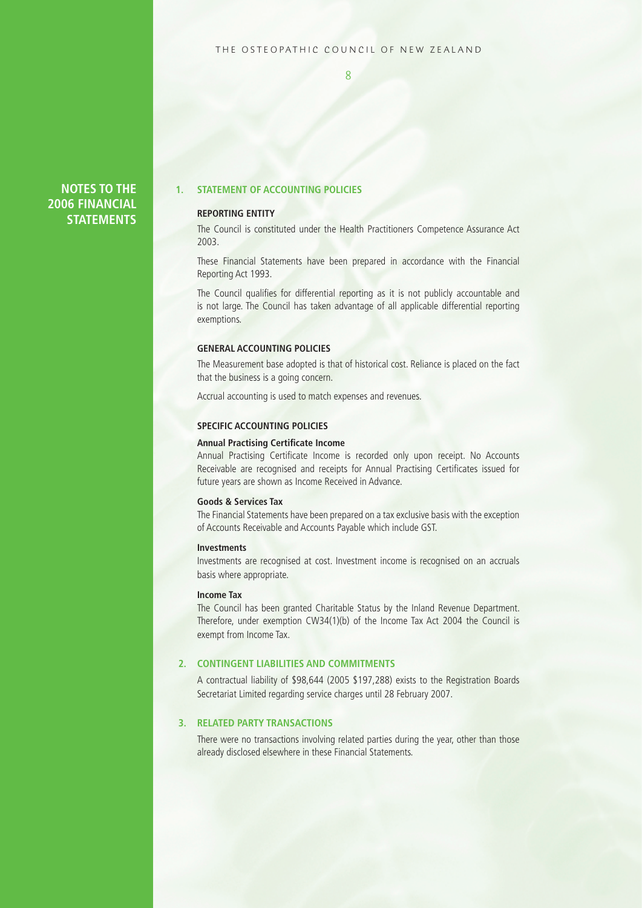# NOTES TO THE 2006 FINANCIAL STATEMENTS

## 1. STATEMENT OF ACCOUNTING POLICIES

### REPORTING ENTITY

The Council is constituted under the Health Practitioners Competence Assurance Act 2003.

These Financial Statements have been prepared in accordance with the Financial Reporting Act 1993.

The Council qualifies for differential reporting as it is not publicly accountable and is not large. The Council has taken advantage of all applicable differential reporting exemptions.

### GENERAL ACCOUNTING POLICIES

The Measurement base adopted is that of historical cost. Reliance is placed on the fact that the business is a going concern.

Accrual accounting is used to match expenses and revenues.

### SPECIFIC ACCOUNTING POLICIES

**Annual Practising Certificate Income**

Annual Practising Certificate Income is recorded only upon receipt. No Accounts Receivable are recognised and receipts for Annual Practising Certificates issued for future years are shown as Income Received in Advance.

**Goods & Services Tax**

The Financial Statements have been prepared on a tax exclusive basis with the exception of Accounts Receivable and Accounts Payable which include GST.

**Investments**

Investments are recognised at cost. Investment income is recognised on an accruals basis where appropriate.

**Income Tax**

The Council has been granted Charitable Status by the Inland Revenue Department. Therefore, under exemption CW34(1)(b) of the Income Tax Act 2004 the Council is exempt from Income Tax.

## 2. CONTINGENT LIABILITIES AND COMMITMENTS

A contractual liability of $98,644 (2005 $197,288) exists to the Registration Boards Secretariat Limited regarding service charges until 28 February 2007.

## 3. RELATED PARTY TRANSACTIONS

There were no transactions involving related parties during the year, other than those already disclosed elsewhere in these Financial Statements.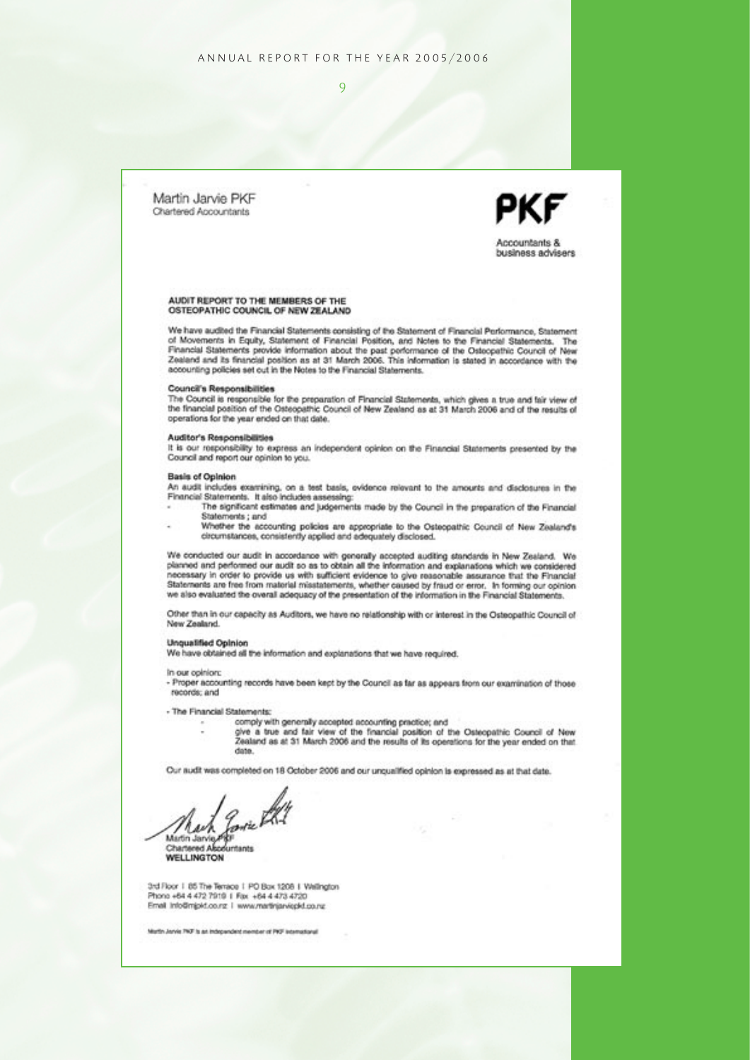Martin Jarvie PKF
Chartered Accountants

**PKF**
Accountants & business advisers

**AUDIT REPORT TO THE MEMBERS OF THE OSTEOPATHIC COUNCIL OF NEW ZEALAND**

We have audited the Financial Statements consisting of the Statement of Financial Performance, Statement of Movements in Equity, Statement of Financial Position, and Notes to the Financial Statements. The Financial Statements provide information about the past performance of the Osteopathic Council of New Zealand and its financial position as at 31 March 2006. This information is stated in accordance with the accounting policies set out in the Notes to the Financial Statements.

**Council's Responsibilities**
The Council is responsible for the preparation of Financial Statements, which gives a true and fair view of the financial position of the Osteopathic Council of New Zealand as at 31 March 2006 and of the results of operations for the year ended on that date.

**Auditor's Responsibilities**
It is our responsibility to express an independent opinion on the Financial Statements presented by the Council and report our opinion to you.

**Basis of Opinion**
An audit includes examining, on a test basis, evidence relevant to the amounts and disclosures in the Financial Statements. It also includes assessing:

- The significant estimates and judgements made by the Council in the preparation of the Financial Statements ; and
- Whether the accounting policies are appropriate to the Osteopathic Council of New Zealand's circumstances, consistently applied and adequately disclosed.

We conducted our audit in accordance with generally accepted auditing standards in New Zealand. We planned and performed our audit so as to obtain all the information and explanations which we considered necessary in order to provide us with sufficient evidence to give reasonable assurance that the Financial Statements are free from material misstatements, whether caused by fraud or error. In forming our opinion we also evaluated the overall adequacy of the presentation of the information in the Financial Statements.

Other than in our capacity as Auditors, we have no relationship with or interest in the Osteopathic Council of New Zealand.

**Unqualified Opinion**
We have obtained all the information and explanations that we have required.

In our opinion:

- Proper accounting records have been kept by the Council as far as appears from our examination of those records; and
- The Financial Statements:
  - comply with generally accepted accounting practice; and
  - give a true and fair view of the financial position of the Osteopathic Council of New Zealand as at 31 March 2006 and the results of its operations for the year ended on that date.

Our audit was completed on 18 October 2006 and our unqualified opinion is expressed as at that date.

Martin Jarvie PKF
Chartered Accountants
**WELLINGTON**

3rd Floor | 85 The Terrace | PO Box 1208 | Wellington
Phone +64 4 472 7919 | Fax +64 4 473 4720
Email info@mjpkf.co.nz | www.martinjarviepkf.co.nz

Martin Jarvie PKF is an independent member of PKF International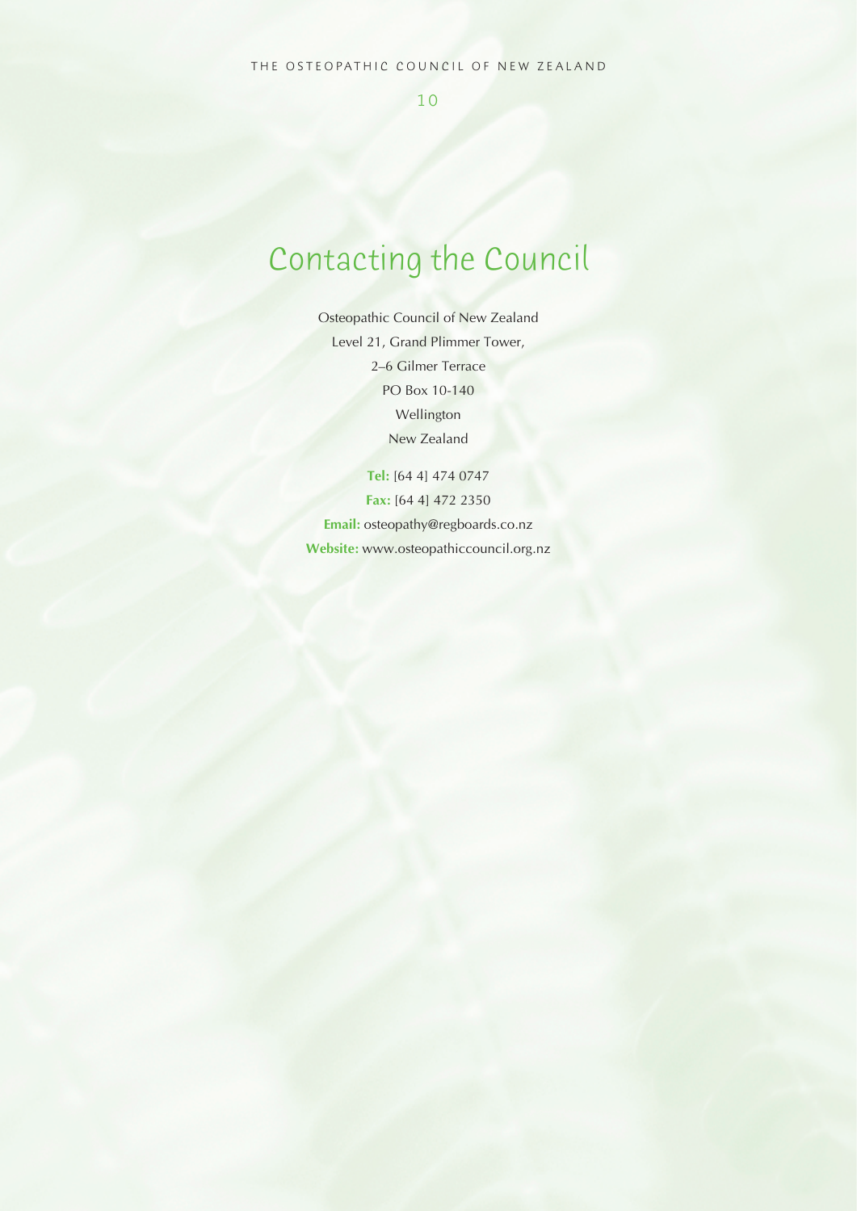# Contacting the Council

Osteopathic Council of New Zealand
Level 21, Grand Plimmer Tower,
2–6 Gilmer Terrace
PO Box 10-140
Wellington
New Zealand

**Tel:** [64 4] 474 0747
**Fax:** [64 4] 472 2350
**Email:** osteopathy@regboards.co.nz
**Website:** www.osteopathiccouncil.org.nz